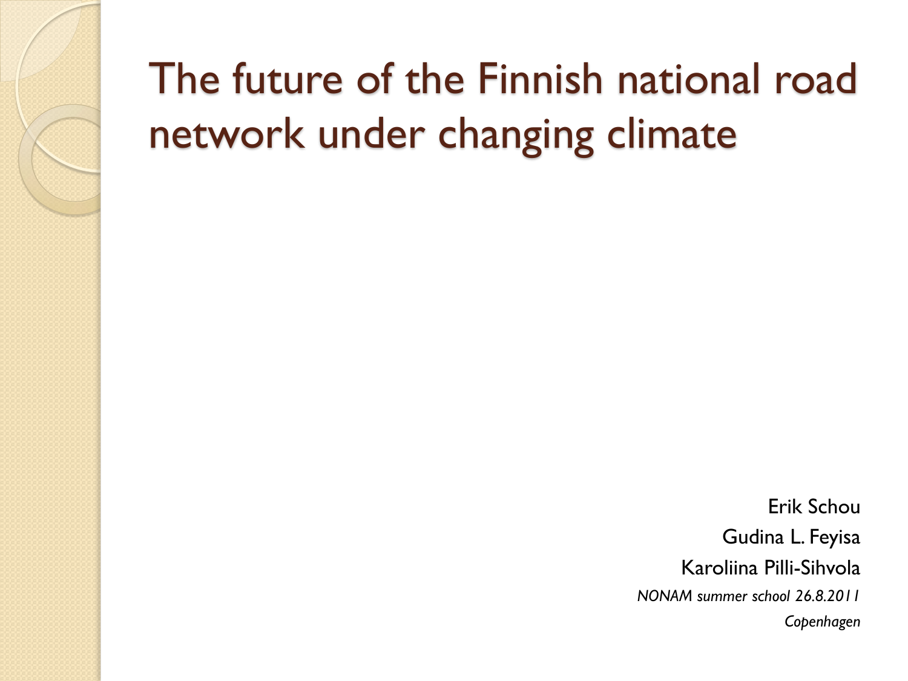# The future of the Finnish national road network under changing climate

Erik Schou

Gudina L. Feyisa

Karoliina Pilli-Sihvola

*NONAM summer school 26.8.2011*

*Copenhagen*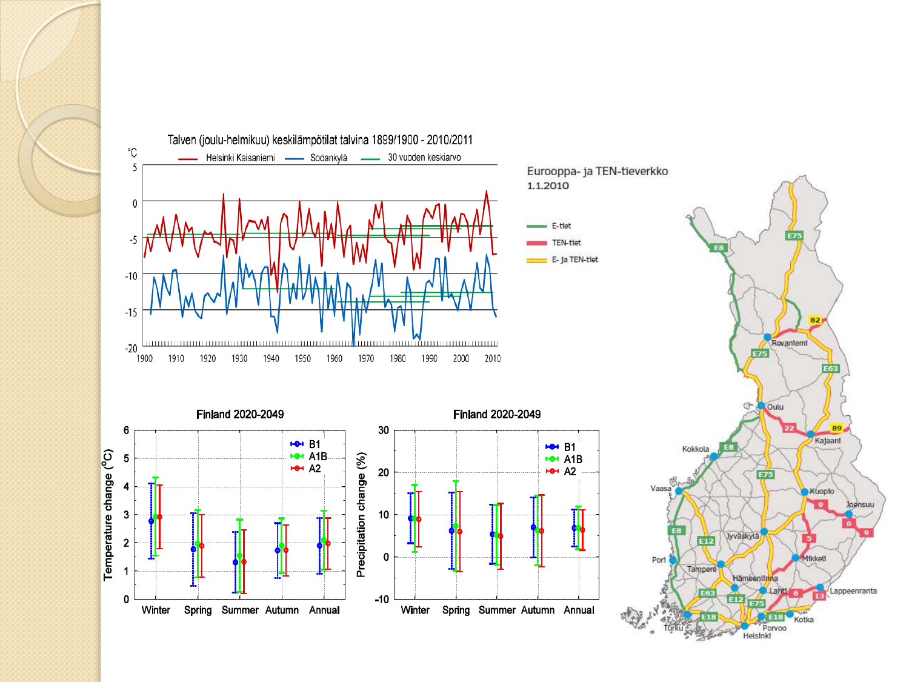## Talven (joulu-helmikuu) keskilämpötilat talvina 1899/1900 - 2010/2011

°C

Helsinki Kaisaniemi — Sodankylä — 30 vuoden keskiarvo

## Finland 2020-2049

Temperature change (°C)

B1, A1B, A2

Winter, Spring, Summer, Autumn, Annual

## Finland 2020-2049

Precipitation change (%)

B1, A1B, A2

Winter, Spring, Summer, Autumn, Annual

## Eurooppa- ja TEN-tieverkko 1.1.2010

- E-tiet
- TEN-tiet
- E- ja TEN-tiet

Rovaniemi, Oulu, Kajaani, Kokkola, Vaasa, Kuopio, Joensuu, Jyväskylä, Pori, Tampere, Mikkeli, Hämeenlinna, Lahti, Lappeenranta, Turku, Porvoo, Kotka, Helsinki

E8, E75, E63, E12, E18, 82, 22, 89, 9, 5, 6, 13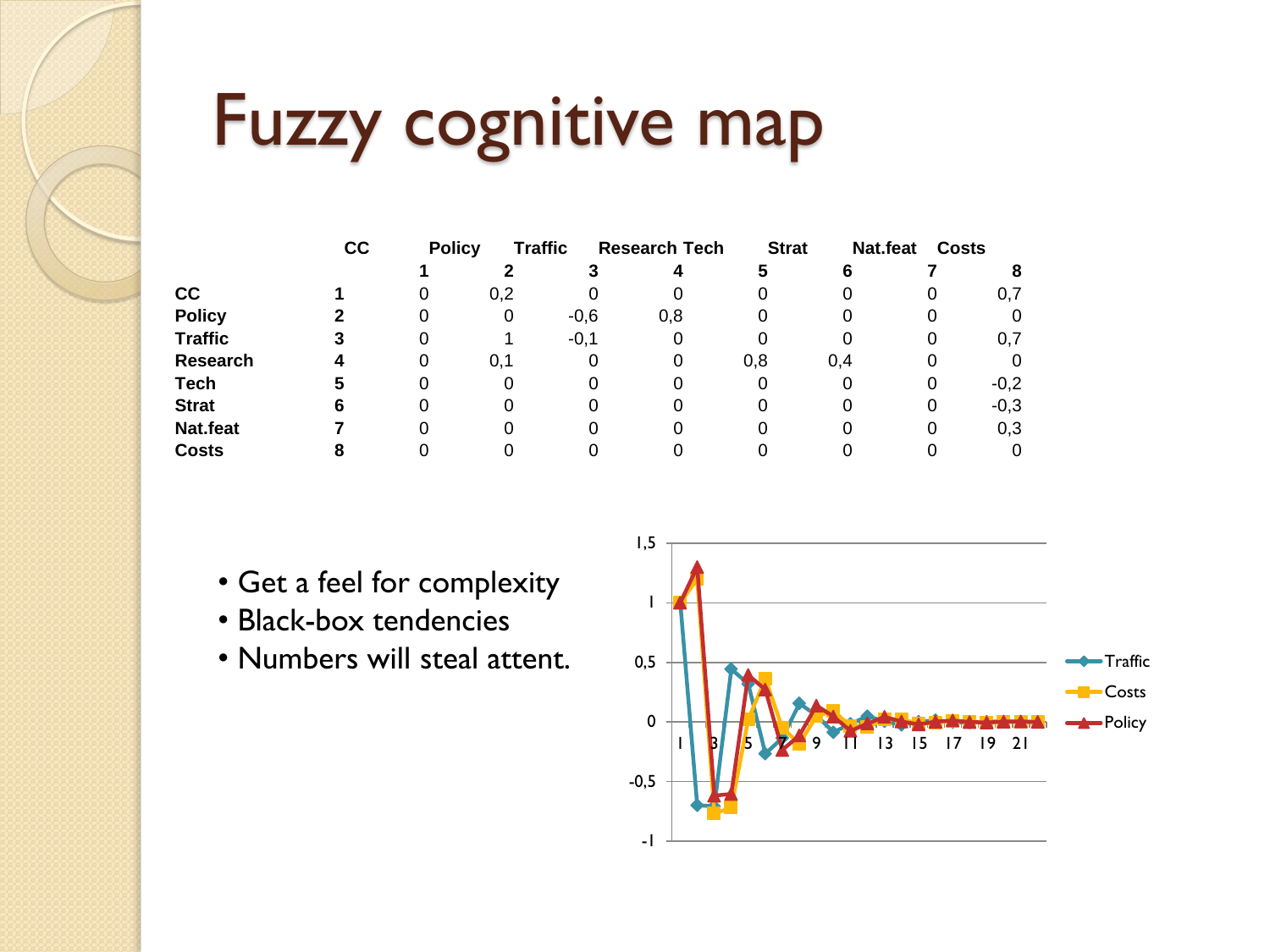# Fuzzy cognitive map

| | | CC | Policy | Traffic | Research Tech | Strat | Nat.feat | Costs | |
|---|---|---|---|---|---|---|---|---|---|
| | | 1 | 2 | 3 | 4 | 5 | 6 | 7 | 8 |
| CC | 1 | 0 | 0,2 | 0 | 0 | 0 | 0 | 0 | 0,7 |
| Policy | 2 | 0 | 0 | -0,6 | 0,8 | 0 | 0 | 0 | 0 |
| Traffic | 3 | 0 | 1 | -0,1 | 0 | 0 | 0 | 0 | 0,7 |
| Research | 4 | 0 | 0,1 | 0 | 0 | 0,8 | 0,4 | 0 | 0 |
| Tech | 5 | 0 | 0 | 0 | 0 | 0 | 0 | 0 | -0,2 |
| Strat | 6 | 0 | 0 | 0 | 0 | 0 | 0 | 0 | -0,3 |
| Nat.feat | 7 | 0 | 0 | 0 | 0 | 0 | 0 | 0 | 0,3 |
| Costs | 8 | 0 | 0 | 0 | 0 | 0 | 0 | 0 | 0 |

- Get a feel for complexity
- Black-box tendencies
- Numbers will steal attent.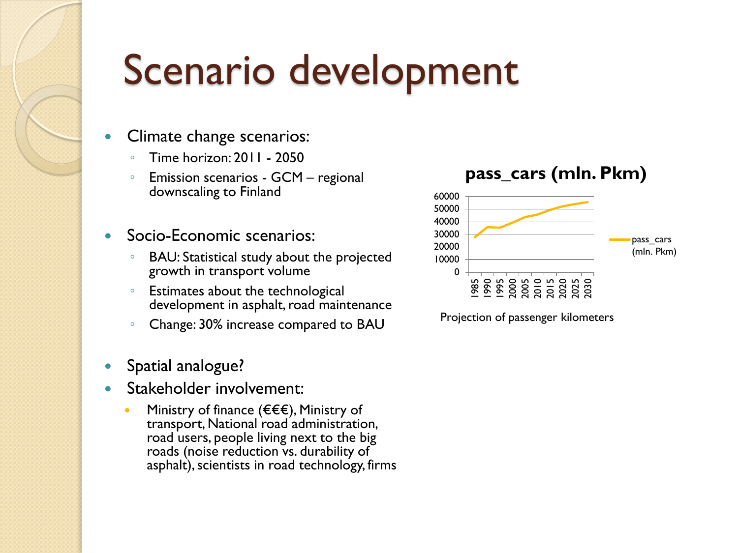# Scenario development

- Climate change scenarios:
  - Time horizon: 2011 - 2050
  - Emission scenarios - GCM – regional downscaling to Finland
- Socio-Economic scenarios:
  - BAU: Statistical study about the projected growth in transport volume
  - Estimates about the technological development in asphalt, road maintenance
  - Change: 30% increase compared to BAU
- Spatial analogue?
- Stakeholder involvement:
  - Ministry of finance (€€€), Ministry of transport, National road administration, road users, people living next to the big roads (noise reduction vs. durability of asphalt), scientists in road technology, firms

**pass_cars (mln. Pkm)**

Projection of passenger kilometers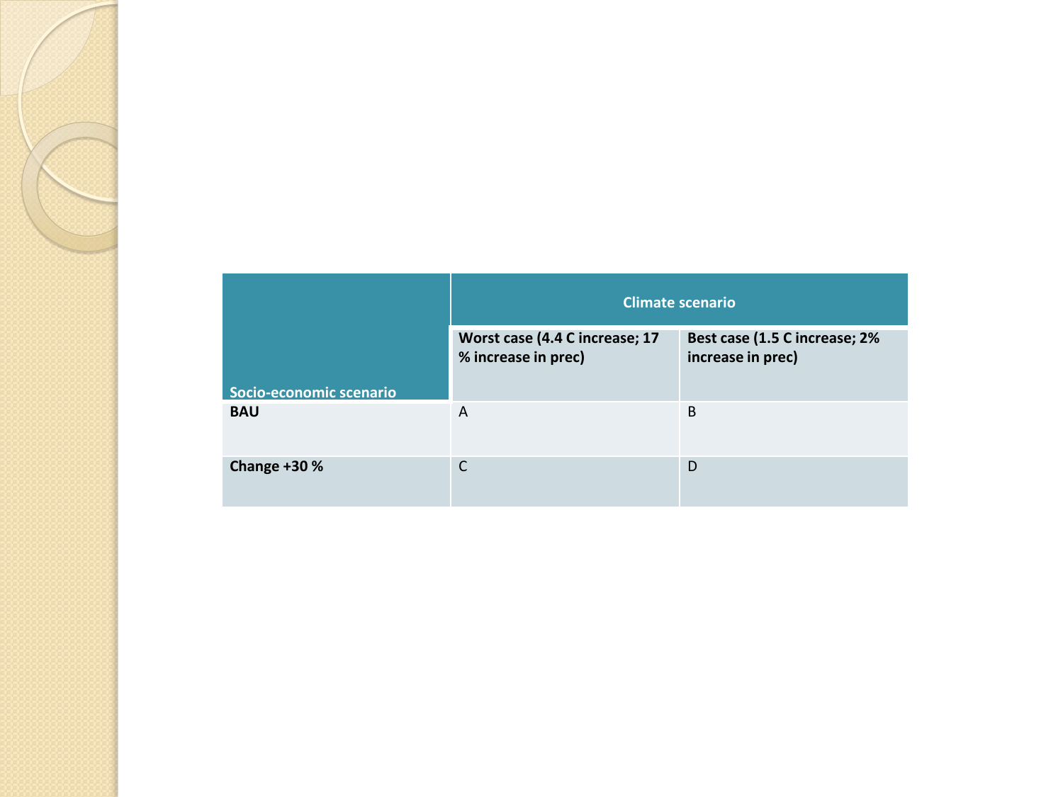| Socio-economic scenario | Climate scenario | |
|---|---|---|
| | **Worst case (4.4 C increase; 17 % increase in prec)** | **Best case (1.5 C increase; 2% increase in prec)** |
| **BAU** | A | B |
| **Change +30 %** | C | D |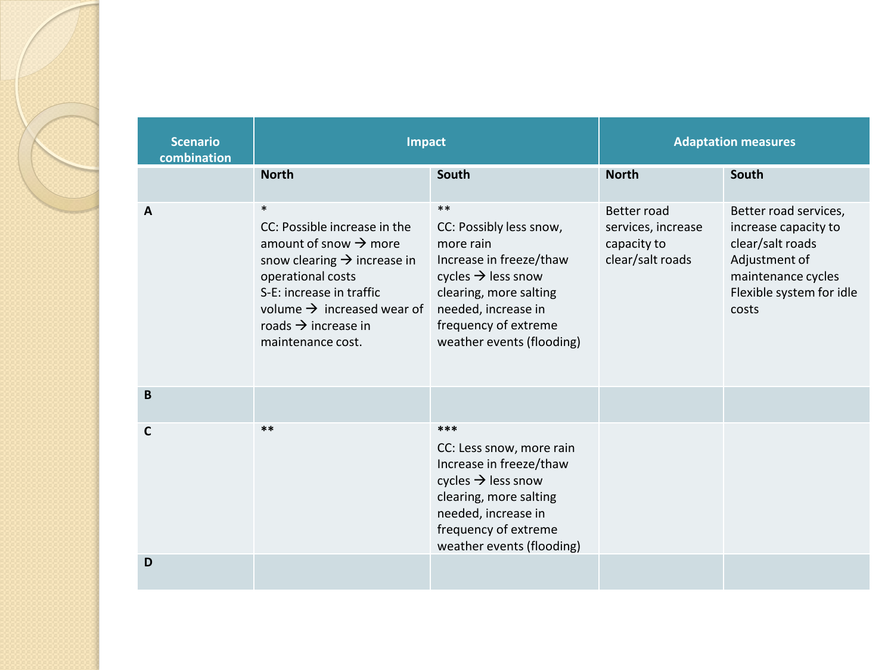| Scenario combination | Impact | | Adaptation measures | |
|---|---|---|---|---|
| | **North** | **South** | **North** | **South** |
| **A** | * <br>CC: Possible increase in the amount of snow → more snow clearing → increase in operational costs <br>S-E: increase in traffic volume → increased wear of roads → increase in maintenance cost. | ** <br>CC: Possibly less snow, more rain <br>Increase in freeze/thaw cycles → less snow clearing, more salting needed, increase in frequency of extreme weather events (flooding) | Better road services, increase capacity to clear/salt roads | Better road services, increase capacity to clear/salt roads <br>Adjustment of maintenance cycles <br>Flexible system for idle costs |
| **B** | | | | |
| **C** | ** | *** <br>CC: Less snow, more rain <br>Increase in freeze/thaw cycles → less snow clearing, more salting needed, increase in frequency of extreme weather events (flooding) | | |
| **D** | | | | |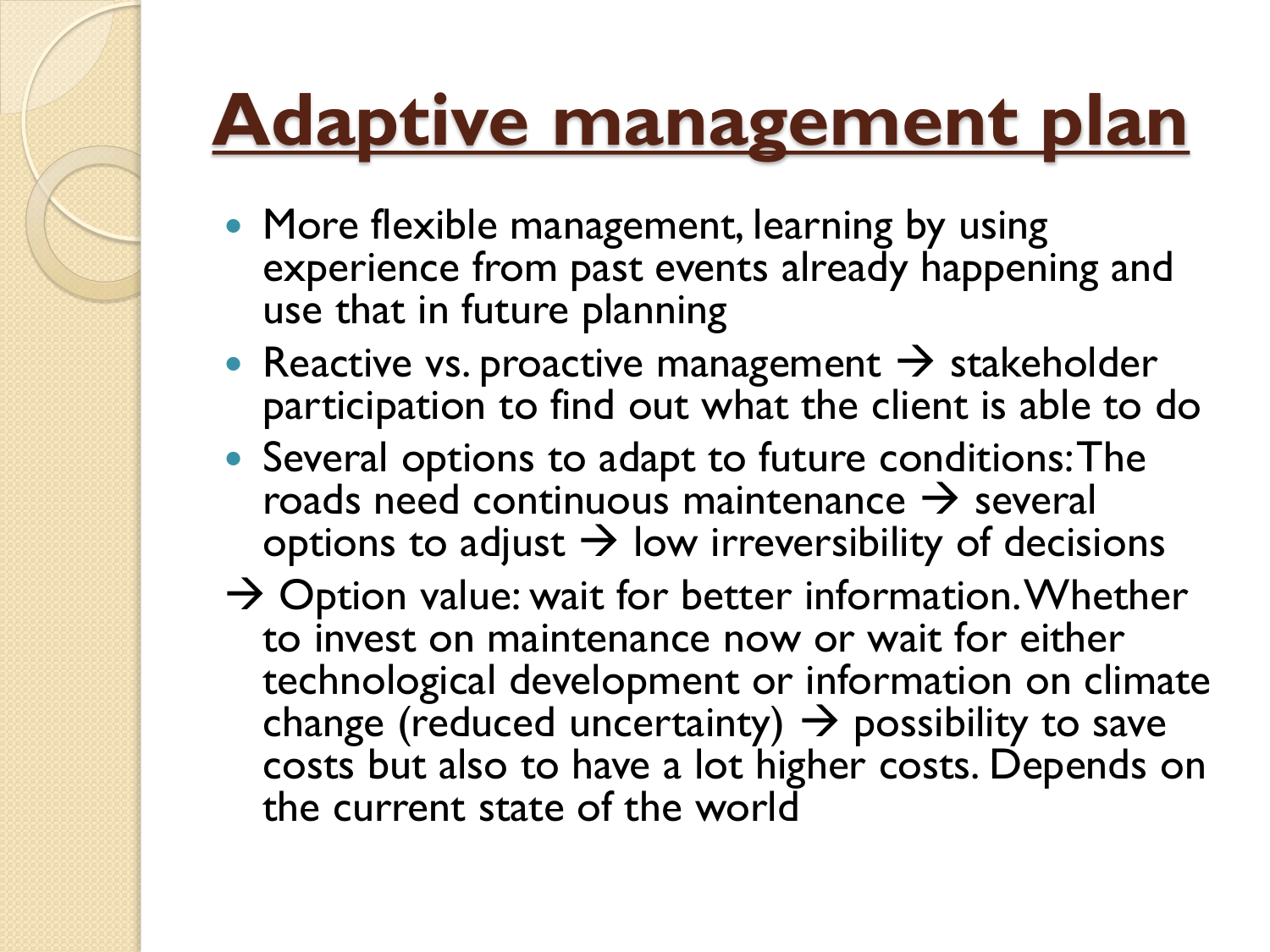# Adaptive management plan

- More flexible management, learning by using experience from past events already happening and use that in future planning
- Reactive vs. proactive management → stakeholder participation to find out what the client is able to do
- Several options to adapt to future conditions: The roads need continuous maintenance → several options to adjust → low irreversibility of decisions

→ Option value: wait for better information. Whether to invest on maintenance now or wait for either technological development or information on climate change (reduced uncertainty) → possibility to save costs but also to have a lot higher costs. Depends on the current state of the world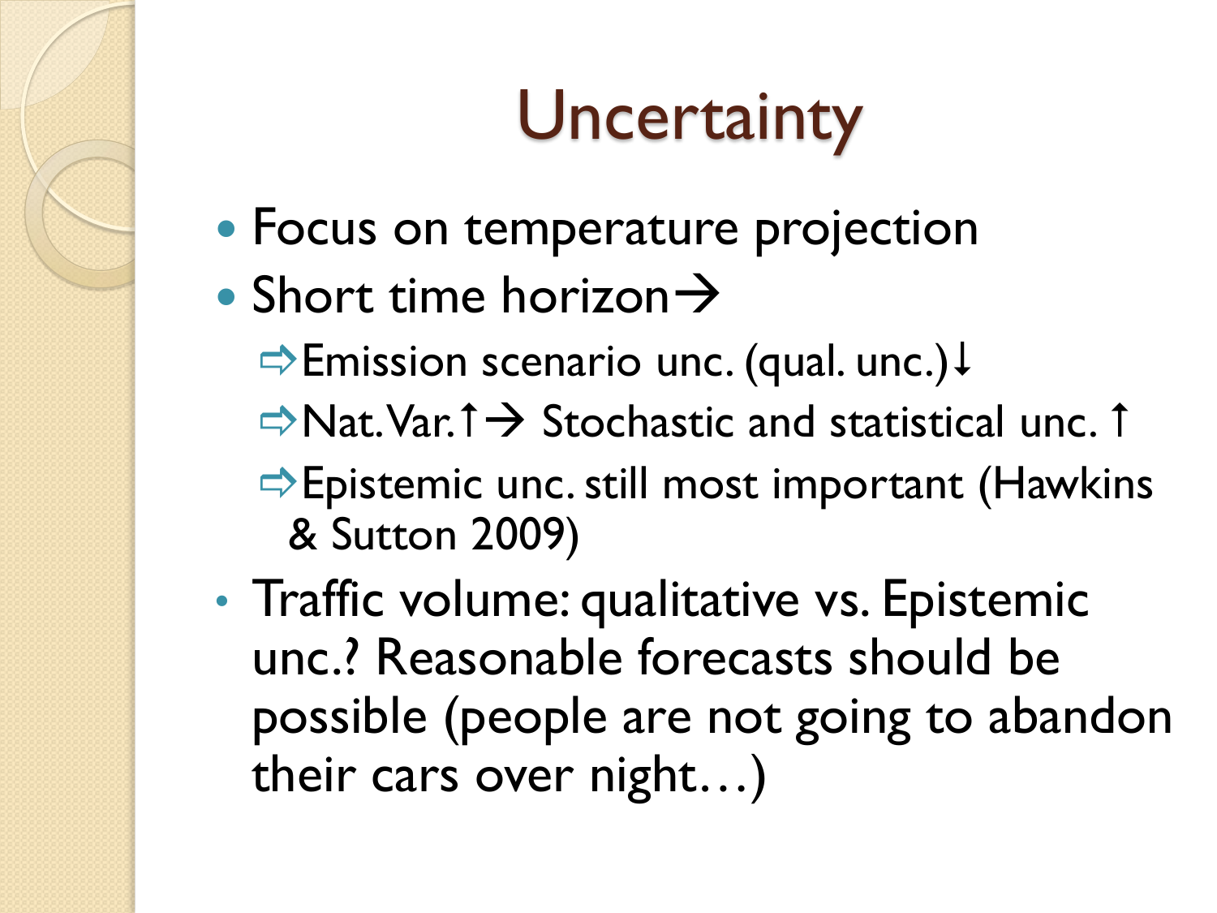# Uncertainty

- Focus on temperature projection
- Short time horizon→
  - ⇨Emission scenario unc. (qual. unc.)↓
  - ⇨Nat. Var.↑→ Stochastic and statistical unc. ↑
  - ⇨Epistemic unc. still most important (Hawkins & Sutton 2009)
- Traffic volume: qualitative vs. Epistemic unc.? Reasonable forecasts should be possible (people are not going to abandon their cars over night…)